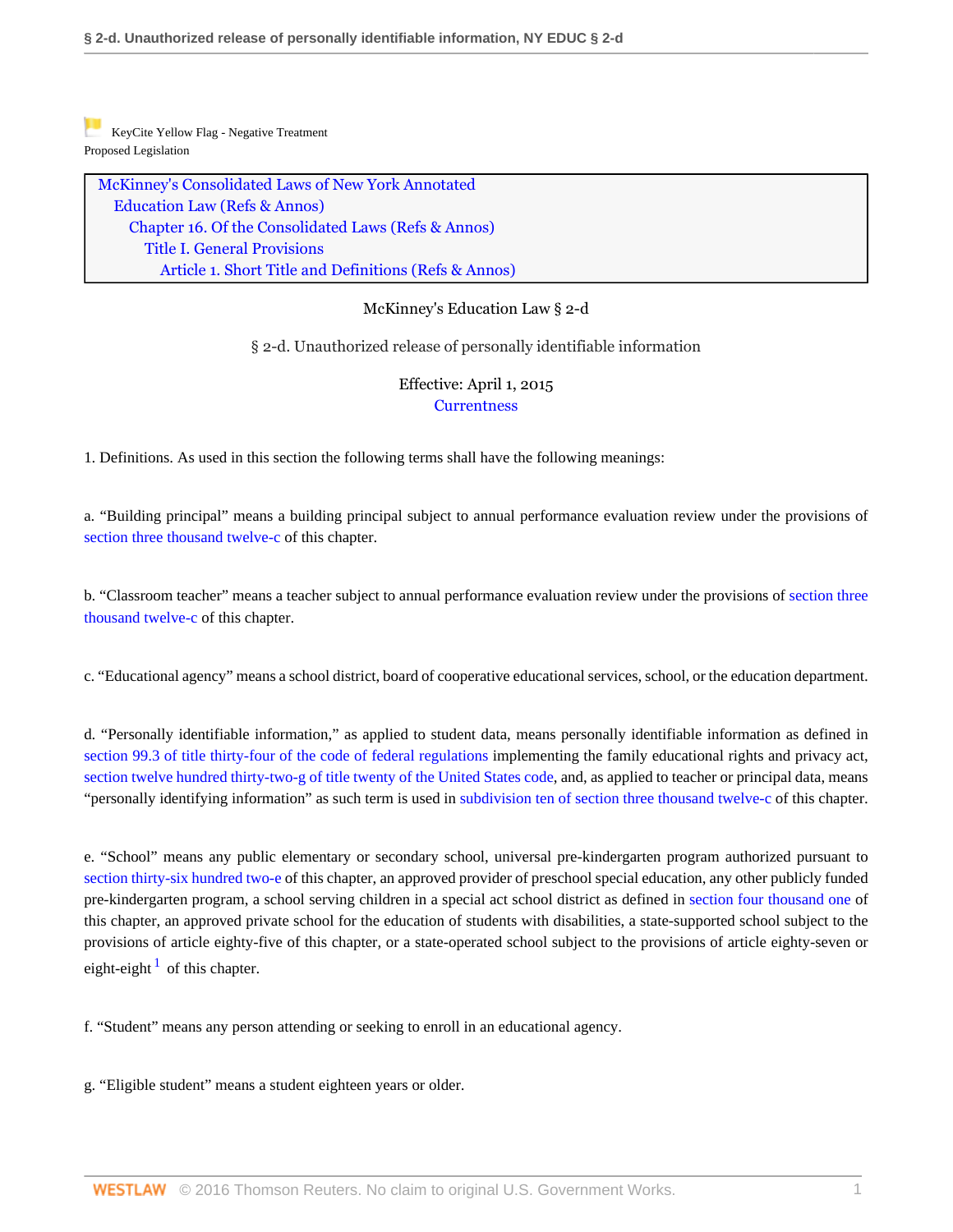KeyCite Yellow Flag - Negative Treatment
Proposed Legislation

McKinney's Consolidated Laws of New York Annotated
Education Law (Refs & Annos)
Chapter 16. Of the Consolidated Laws (Refs & Annos)
Title I. General Provisions
Article 1. Short Title and Definitions (Refs & Annos)

McKinney's Education Law § 2-d

# § 2-d. Unauthorized release of personally identifiable information

Effective: April 1, 2015
Currentness

1. Definitions. As used in this section the following terms shall have the following meanings:

a. "Building principal" means a building principal subject to annual performance evaluation review under the provisions of section three thousand twelve-c of this chapter.

b. "Classroom teacher" means a teacher subject to annual performance evaluation review under the provisions of section three thousand twelve-c of this chapter.

c. "Educational agency" means a school district, board of cooperative educational services, school, or the education department.

d. "Personally identifiable information," as applied to student data, means personally identifiable information as defined in section 99.3 of title thirty-four of the code of federal regulations implementing the family educational rights and privacy act, section twelve hundred thirty-two-g of title twenty of the United States code, and, as applied to teacher or principal data, means "personally identifying information" as such term is used in subdivision ten of section three thousand twelve-c of this chapter.

e. "School" means any public elementary or secondary school, universal pre-kindergarten program authorized pursuant to section thirty-six hundred two-e of this chapter, an approved provider of preschool special education, any other publicly funded pre-kindergarten program, a school serving children in a special act school district as defined in section four thousand one of this chapter, an approved private school for the education of students with disabilities, a state-supported school subject to the provisions of article eighty-five of this chapter, or a state-operated school subject to the provisions of article eighty-seven or eight-eight[1] of this chapter.

f. "Student" means any person attending or seeking to enroll in an educational agency.

g. "Eligible student" means a student eighteen years or older.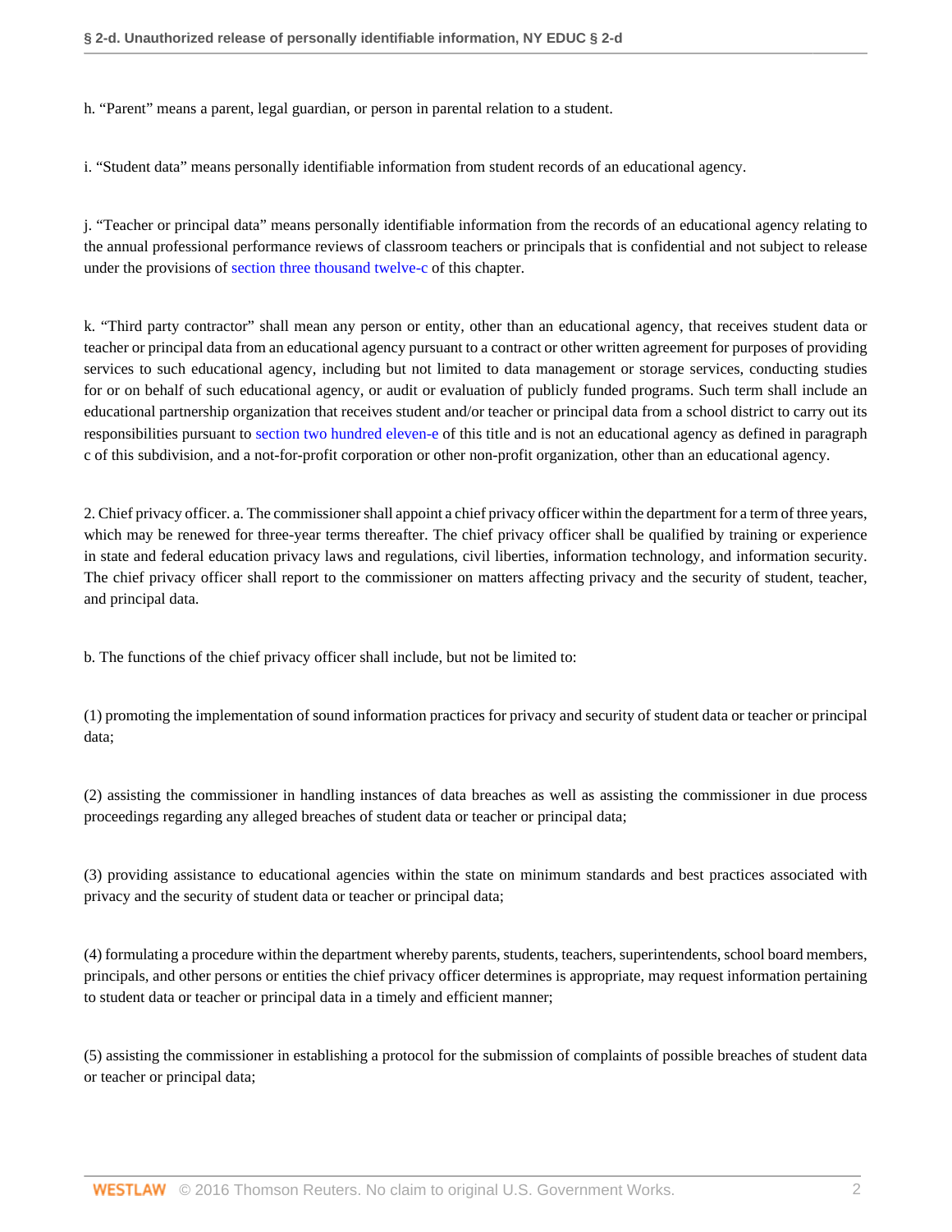h. "Parent" means a parent, legal guardian, or person in parental relation to a student.

i. "Student data" means personally identifiable information from student records of an educational agency.

j. "Teacher or principal data" means personally identifiable information from the records of an educational agency relating to the annual professional performance reviews of classroom teachers or principals that is confidential and not subject to release under the provisions of section three thousand twelve-c of this chapter.

k. "Third party contractor" shall mean any person or entity, other than an educational agency, that receives student data or teacher or principal data from an educational agency pursuant to a contract or other written agreement for purposes of providing services to such educational agency, including but not limited to data management or storage services, conducting studies for or on behalf of such educational agency, or audit or evaluation of publicly funded programs. Such term shall include an educational partnership organization that receives student and/or teacher or principal data from a school district to carry out its responsibilities pursuant to section two hundred eleven-e of this title and is not an educational agency as defined in paragraph c of this subdivision, and a not-for-profit corporation or other non-profit organization, other than an educational agency.

2. Chief privacy officer. a. The commissioner shall appoint a chief privacy officer within the department for a term of three years, which may be renewed for three-year terms thereafter. The chief privacy officer shall be qualified by training or experience in state and federal education privacy laws and regulations, civil liberties, information technology, and information security. The chief privacy officer shall report to the commissioner on matters affecting privacy and the security of student, teacher, and principal data.

b. The functions of the chief privacy officer shall include, but not be limited to:

(1) promoting the implementation of sound information practices for privacy and security of student data or teacher or principal data;

(2) assisting the commissioner in handling instances of data breaches as well as assisting the commissioner in due process proceedings regarding any alleged breaches of student data or teacher or principal data;

(3) providing assistance to educational agencies within the state on minimum standards and best practices associated with privacy and the security of student data or teacher or principal data;

(4) formulating a procedure within the department whereby parents, students, teachers, superintendents, school board members, principals, and other persons or entities the chief privacy officer determines is appropriate, may request information pertaining to student data or teacher or principal data in a timely and efficient manner;

(5) assisting the commissioner in establishing a protocol for the submission of complaints of possible breaches of student data or teacher or principal data;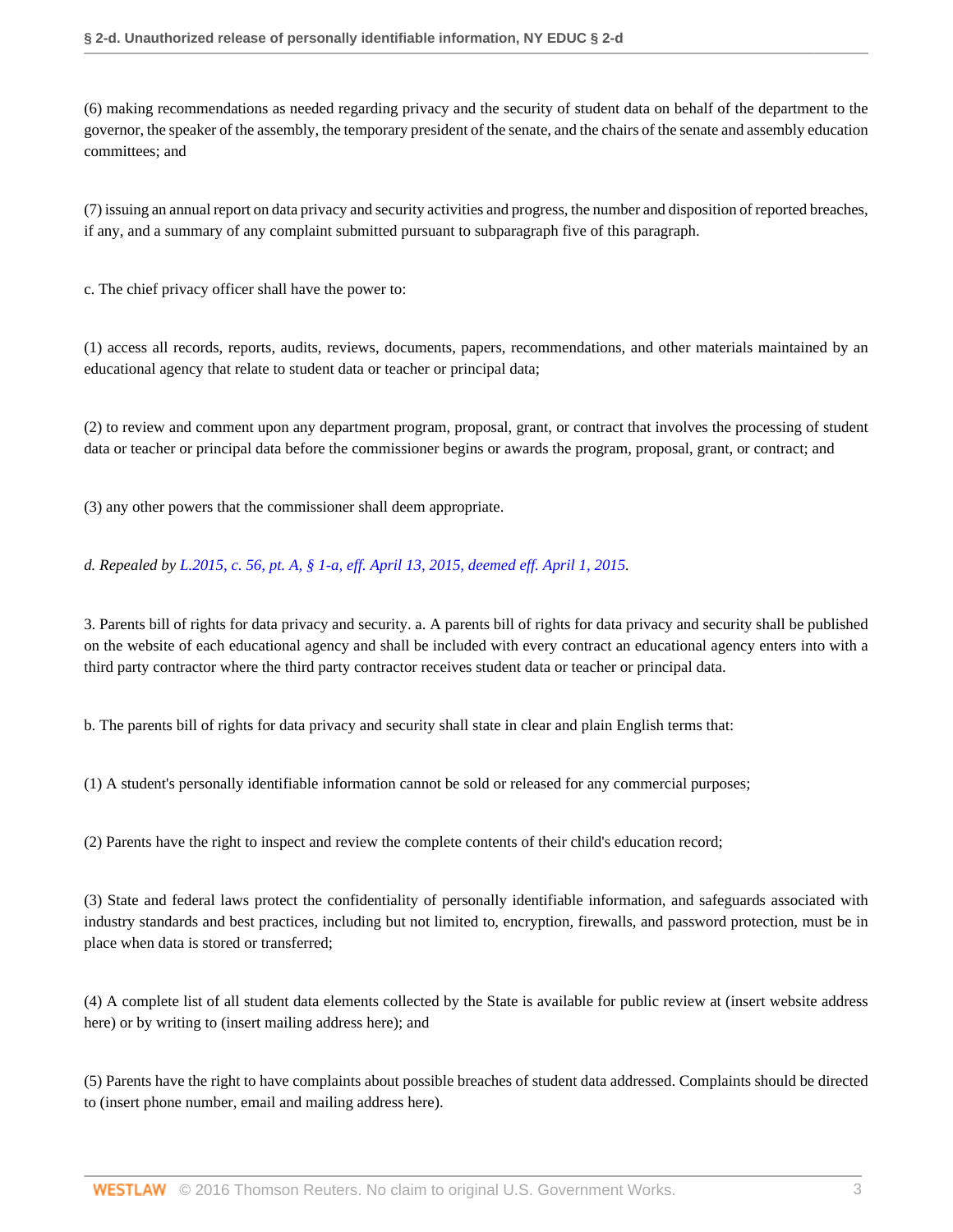(6) making recommendations as needed regarding privacy and the security of student data on behalf of the department to the governor, the speaker of the assembly, the temporary president of the senate, and the chairs of the senate and assembly education committees; and

(7) issuing an annual report on data privacy and security activities and progress, the number and disposition of reported breaches, if any, and a summary of any complaint submitted pursuant to subparagraph five of this paragraph.

c. The chief privacy officer shall have the power to:

(1) access all records, reports, audits, reviews, documents, papers, recommendations, and other materials maintained by an educational agency that relate to student data or teacher or principal data;

(2) to review and comment upon any department program, proposal, grant, or contract that involves the processing of student data or teacher or principal data before the commissioner begins or awards the program, proposal, grant, or contract; and

(3) any other powers that the commissioner shall deem appropriate.

*d. Repealed by L.2015, c. 56, pt. A, § 1-a, eff. April 13, 2015, deemed eff. April 1, 2015.*

3. Parents bill of rights for data privacy and security. a. A parents bill of rights for data privacy and security shall be published on the website of each educational agency and shall be included with every contract an educational agency enters into with a third party contractor where the third party contractor receives student data or teacher or principal data.

b. The parents bill of rights for data privacy and security shall state in clear and plain English terms that:

(1) A student's personally identifiable information cannot be sold or released for any commercial purposes;

(2) Parents have the right to inspect and review the complete contents of their child's education record;

(3) State and federal laws protect the confidentiality of personally identifiable information, and safeguards associated with industry standards and best practices, including but not limited to, encryption, firewalls, and password protection, must be in place when data is stored or transferred;

(4) A complete list of all student data elements collected by the State is available for public review at (insert website address here) or by writing to (insert mailing address here); and

(5) Parents have the right to have complaints about possible breaches of student data addressed. Complaints should be directed to (insert phone number, email and mailing address here).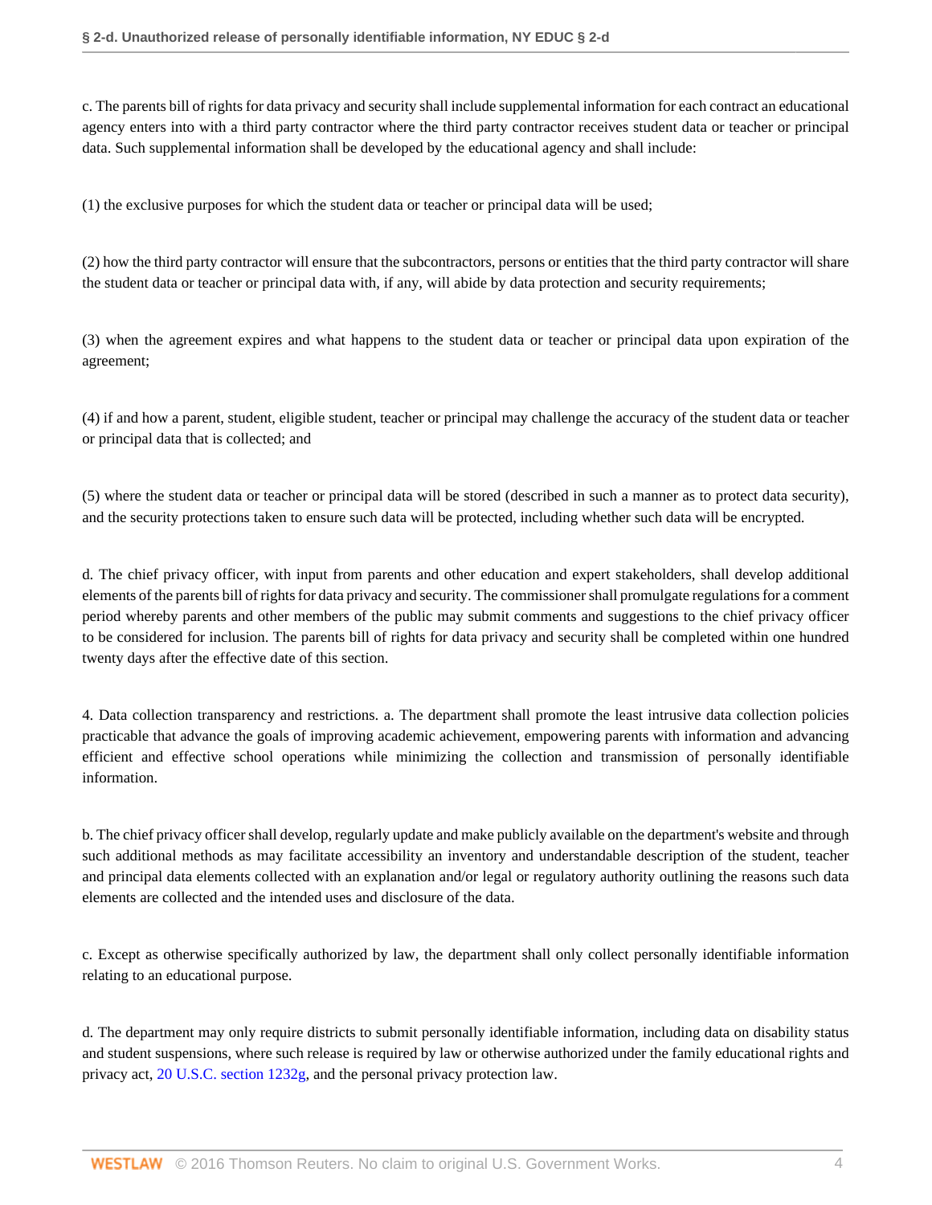c. The parents bill of rights for data privacy and security shall include supplemental information for each contract an educational agency enters into with a third party contractor where the third party contractor receives student data or teacher or principal data. Such supplemental information shall be developed by the educational agency and shall include:

(1) the exclusive purposes for which the student data or teacher or principal data will be used;

(2) how the third party contractor will ensure that the subcontractors, persons or entities that the third party contractor will share the student data or teacher or principal data with, if any, will abide by data protection and security requirements;

(3) when the agreement expires and what happens to the student data or teacher or principal data upon expiration of the agreement;

(4) if and how a parent, student, eligible student, teacher or principal may challenge the accuracy of the student data or teacher or principal data that is collected; and

(5) where the student data or teacher or principal data will be stored (described in such a manner as to protect data security), and the security protections taken to ensure such data will be protected, including whether such data will be encrypted.

d. The chief privacy officer, with input from parents and other education and expert stakeholders, shall develop additional elements of the parents bill of rights for data privacy and security. The commissioner shall promulgate regulations for a comment period whereby parents and other members of the public may submit comments and suggestions to the chief privacy officer to be considered for inclusion. The parents bill of rights for data privacy and security shall be completed within one hundred twenty days after the effective date of this section.

4. Data collection transparency and restrictions. a. The department shall promote the least intrusive data collection policies practicable that advance the goals of improving academic achievement, empowering parents with information and advancing efficient and effective school operations while minimizing the collection and transmission of personally identifiable information.

b. The chief privacy officer shall develop, regularly update and make publicly available on the department's website and through such additional methods as may facilitate accessibility an inventory and understandable description of the student, teacher and principal data elements collected with an explanation and/or legal or regulatory authority outlining the reasons such data elements are collected and the intended uses and disclosure of the data.

c. Except as otherwise specifically authorized by law, the department shall only collect personally identifiable information relating to an educational purpose.

d. The department may only require districts to submit personally identifiable information, including data on disability status and student suspensions, where such release is required by law or otherwise authorized under the family educational rights and privacy act, 20 U.S.C. section 1232g, and the personal privacy protection law.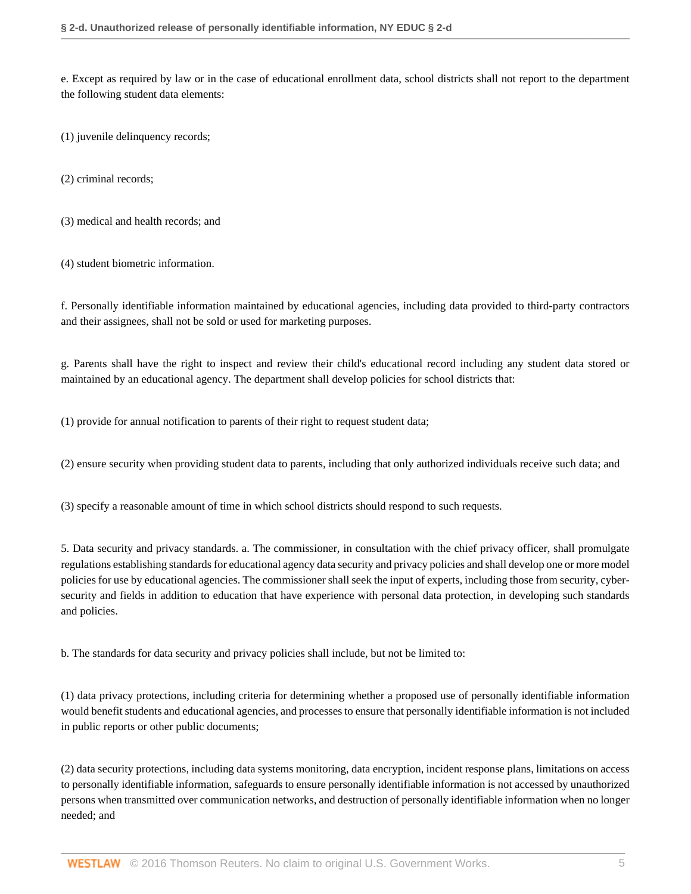e. Except as required by law or in the case of educational enrollment data, school districts shall not report to the department the following student data elements:

(1) juvenile delinquency records;

(2) criminal records;

(3) medical and health records; and

(4) student biometric information.

f. Personally identifiable information maintained by educational agencies, including data provided to third-party contractors and their assignees, shall not be sold or used for marketing purposes.

g. Parents shall have the right to inspect and review their child's educational record including any student data stored or maintained by an educational agency. The department shall develop policies for school districts that:

(1) provide for annual notification to parents of their right to request student data;

(2) ensure security when providing student data to parents, including that only authorized individuals receive such data; and

(3) specify a reasonable amount of time in which school districts should respond to such requests.

5. Data security and privacy standards. a. The commissioner, in consultation with the chief privacy officer, shall promulgate regulations establishing standards for educational agency data security and privacy policies and shall develop one or more model policies for use by educational agencies. The commissioner shall seek the input of experts, including those from security, cyber-security and fields in addition to education that have experience with personal data protection, in developing such standards and policies.

b. The standards for data security and privacy policies shall include, but not be limited to:

(1) data privacy protections, including criteria for determining whether a proposed use of personally identifiable information would benefit students and educational agencies, and processes to ensure that personally identifiable information is not included in public reports or other public documents;

(2) data security protections, including data systems monitoring, data encryption, incident response plans, limitations on access to personally identifiable information, safeguards to ensure personally identifiable information is not accessed by unauthorized persons when transmitted over communication networks, and destruction of personally identifiable information when no longer needed; and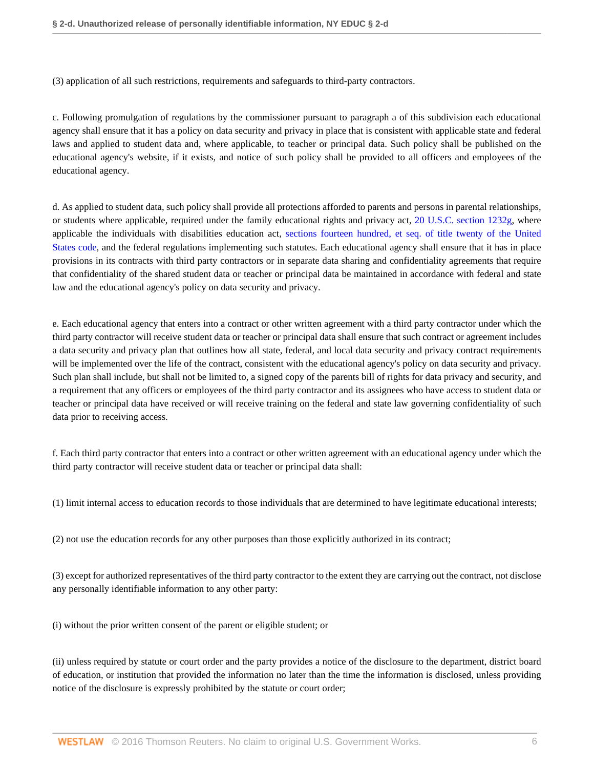(3) application of all such restrictions, requirements and safeguards to third-party contractors.

c. Following promulgation of regulations by the commissioner pursuant to paragraph a of this subdivision each educational agency shall ensure that it has a policy on data security and privacy in place that is consistent with applicable state and federal laws and applied to student data and, where applicable, to teacher or principal data. Such policy shall be published on the educational agency's website, if it exists, and notice of such policy shall be provided to all officers and employees of the educational agency.

d. As applied to student data, such policy shall provide all protections afforded to parents and persons in parental relationships, or students where applicable, required under the family educational rights and privacy act, 20 U.S.C. section 1232g, where applicable the individuals with disabilities education act, sections fourteen hundred, et seq. of title twenty of the United States code, and the federal regulations implementing such statutes. Each educational agency shall ensure that it has in place provisions in its contracts with third party contractors or in separate data sharing and confidentiality agreements that require that confidentiality of the shared student data or teacher or principal data be maintained in accordance with federal and state law and the educational agency's policy on data security and privacy.

e. Each educational agency that enters into a contract or other written agreement with a third party contractor under which the third party contractor will receive student data or teacher or principal data shall ensure that such contract or agreement includes a data security and privacy plan that outlines how all state, federal, and local data security and privacy contract requirements will be implemented over the life of the contract, consistent with the educational agency's policy on data security and privacy. Such plan shall include, but shall not be limited to, a signed copy of the parents bill of rights for data privacy and security, and a requirement that any officers or employees of the third party contractor and its assignees who have access to student data or teacher or principal data have received or will receive training on the federal and state law governing confidentiality of such data prior to receiving access.

f. Each third party contractor that enters into a contract or other written agreement with an educational agency under which the third party contractor will receive student data or teacher or principal data shall:

(1) limit internal access to education records to those individuals that are determined to have legitimate educational interests;

(2) not use the education records for any other purposes than those explicitly authorized in its contract;

(3) except for authorized representatives of the third party contractor to the extent they are carrying out the contract, not disclose any personally identifiable information to any other party:

(i) without the prior written consent of the parent or eligible student; or

(ii) unless required by statute or court order and the party provides a notice of the disclosure to the department, district board of education, or institution that provided the information no later than the time the information is disclosed, unless providing notice of the disclosure is expressly prohibited by the statute or court order;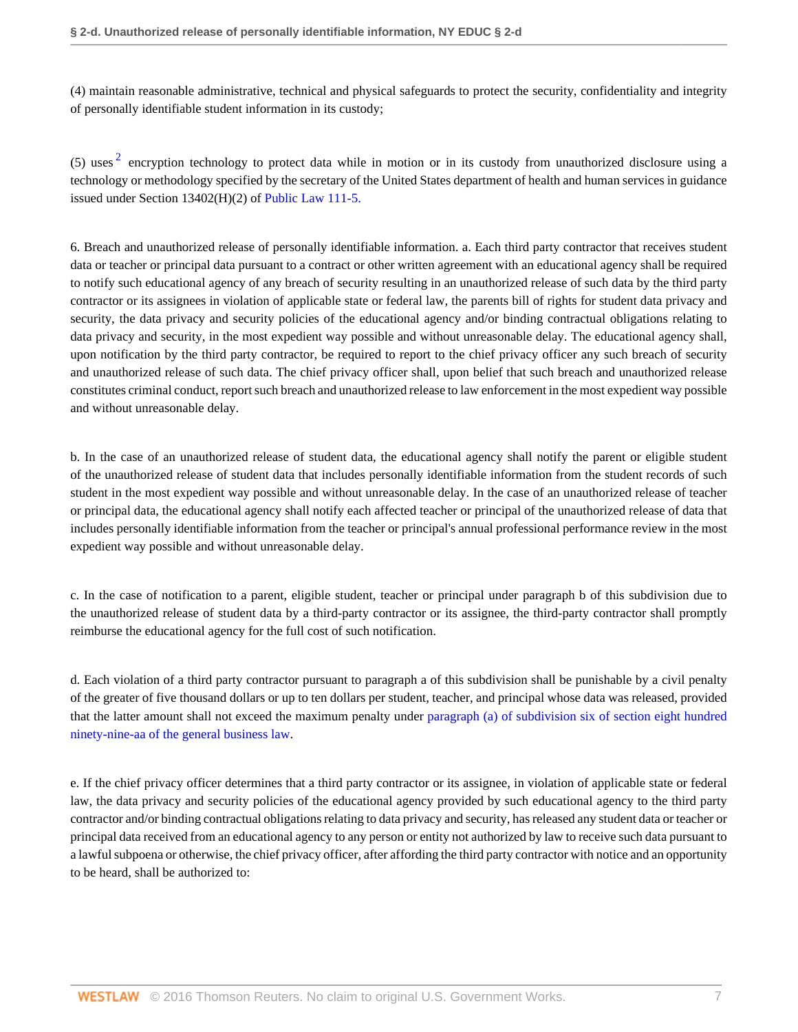(4) maintain reasonable administrative, technical and physical safeguards to protect the security, confidentiality and integrity of personally identifiable student information in its custody;

(5) uses [2] encryption technology to protect data while in motion or in its custody from unauthorized disclosure using a technology or methodology specified by the secretary of the United States department of health and human services in guidance issued under Section 13402(H)(2) of Public Law 111-5.

6. Breach and unauthorized release of personally identifiable information. a. Each third party contractor that receives student data or teacher or principal data pursuant to a contract or other written agreement with an educational agency shall be required to notify such educational agency of any breach of security resulting in an unauthorized release of such data by the third party contractor or its assignees in violation of applicable state or federal law, the parents bill of rights for student data privacy and security, the data privacy and security policies of the educational agency and/or binding contractual obligations relating to data privacy and security, in the most expedient way possible and without unreasonable delay. The educational agency shall, upon notification by the third party contractor, be required to report to the chief privacy officer any such breach of security and unauthorized release of such data. The chief privacy officer shall, upon belief that such breach and unauthorized release constitutes criminal conduct, report such breach and unauthorized release to law enforcement in the most expedient way possible and without unreasonable delay.

b. In the case of an unauthorized release of student data, the educational agency shall notify the parent or eligible student of the unauthorized release of student data that includes personally identifiable information from the student records of such student in the most expedient way possible and without unreasonable delay. In the case of an unauthorized release of teacher or principal data, the educational agency shall notify each affected teacher or principal of the unauthorized release of data that includes personally identifiable information from the teacher or principal's annual professional performance review in the most expedient way possible and without unreasonable delay.

c. In the case of notification to a parent, eligible student, teacher or principal under paragraph b of this subdivision due to the unauthorized release of student data by a third-party contractor or its assignee, the third-party contractor shall promptly reimburse the educational agency for the full cost of such notification.

d. Each violation of a third party contractor pursuant to paragraph a of this subdivision shall be punishable by a civil penalty of the greater of five thousand dollars or up to ten dollars per student, teacher, and principal whose data was released, provided that the latter amount shall not exceed the maximum penalty under paragraph (a) of subdivision six of section eight hundred ninety-nine-aa of the general business law.

e. If the chief privacy officer determines that a third party contractor or its assignee, in violation of applicable state or federal law, the data privacy and security policies of the educational agency provided by such educational agency to the third party contractor and/or binding contractual obligations relating to data privacy and security, has released any student data or teacher or principal data received from an educational agency to any person or entity not authorized by law to receive such data pursuant to a lawful subpoena or otherwise, the chief privacy officer, after affording the third party contractor with notice and an opportunity to be heard, shall be authorized to: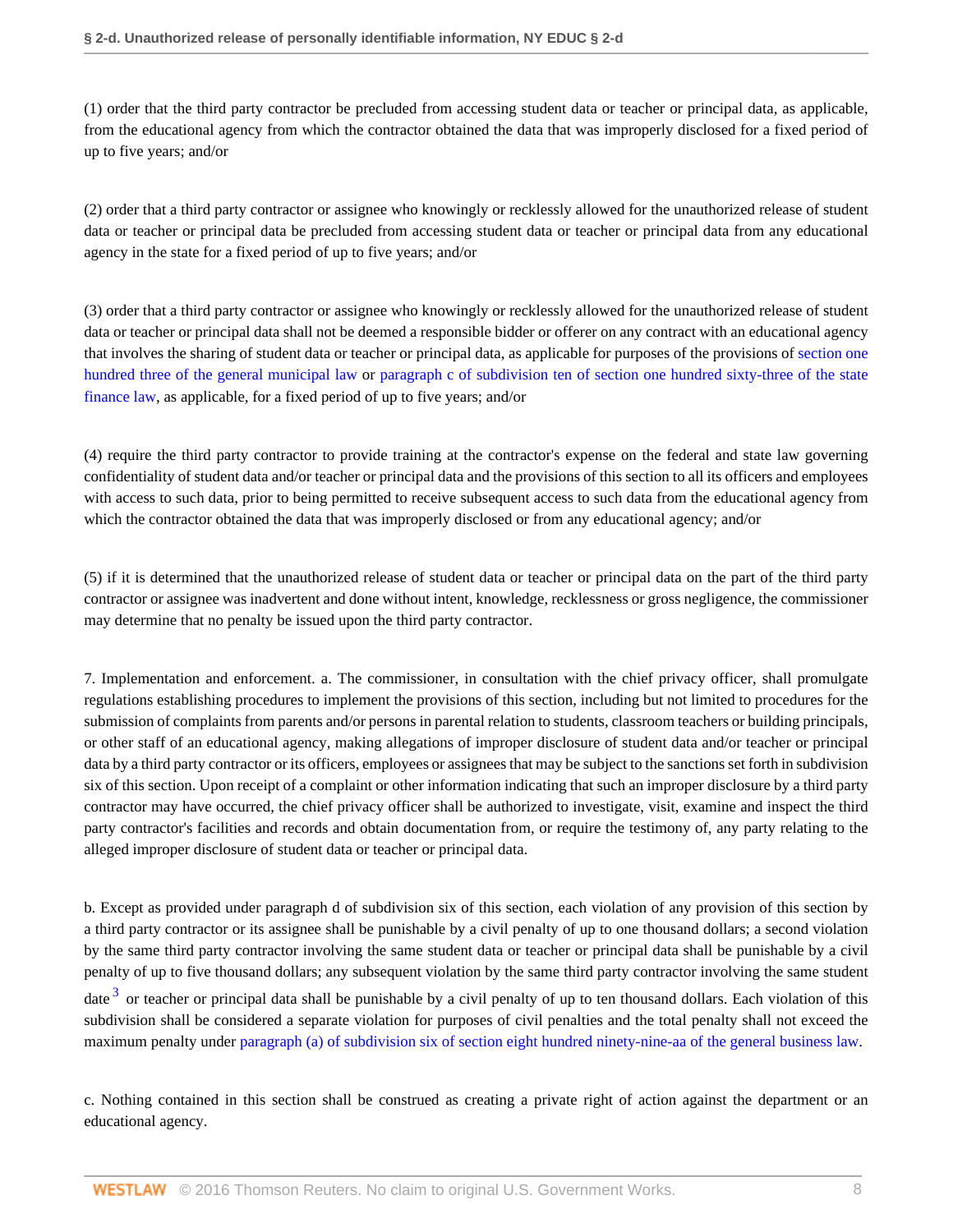(1) order that the third party contractor be precluded from accessing student data or teacher or principal data, as applicable, from the educational agency from which the contractor obtained the data that was improperly disclosed for a fixed period of up to five years; and/or

(2) order that a third party contractor or assignee who knowingly or recklessly allowed for the unauthorized release of student data or teacher or principal data be precluded from accessing student data or teacher or principal data from any educational agency in the state for a fixed period of up to five years; and/or

(3) order that a third party contractor or assignee who knowingly or recklessly allowed for the unauthorized release of student data or teacher or principal data shall not be deemed a responsible bidder or offerer on any contract with an educational agency that involves the sharing of student data or teacher or principal data, as applicable for purposes of the provisions of section one hundred three of the general municipal law or paragraph c of subdivision ten of section one hundred sixty-three of the state finance law, as applicable, for a fixed period of up to five years; and/or

(4) require the third party contractor to provide training at the contractor's expense on the federal and state law governing confidentiality of student data and/or teacher or principal data and the provisions of this section to all its officers and employees with access to such data, prior to being permitted to receive subsequent access to such data from the educational agency from which the contractor obtained the data that was improperly disclosed or from any educational agency; and/or

(5) if it is determined that the unauthorized release of student data or teacher or principal data on the part of the third party contractor or assignee was inadvertent and done without intent, knowledge, recklessness or gross negligence, the commissioner may determine that no penalty be issued upon the third party contractor.

7. Implementation and enforcement. a. The commissioner, in consultation with the chief privacy officer, shall promulgate regulations establishing procedures to implement the provisions of this section, including but not limited to procedures for the submission of complaints from parents and/or persons in parental relation to students, classroom teachers or building principals, or other staff of an educational agency, making allegations of improper disclosure of student data and/or teacher or principal data by a third party contractor or its officers, employees or assignees that may be subject to the sanctions set forth in subdivision six of this section. Upon receipt of a complaint or other information indicating that such an improper disclosure by a third party contractor may have occurred, the chief privacy officer shall be authorized to investigate, visit, examine and inspect the third party contractor's facilities and records and obtain documentation from, or require the testimony of, any party relating to the alleged improper disclosure of student data or teacher or principal data.

b. Except as provided under paragraph d of subdivision six of this section, each violation of any provision of this section by a third party contractor or its assignee shall be punishable by a civil penalty of up to one thousand dollars; a second violation by the same third party contractor involving the same student data or teacher or principal data shall be punishable by a civil penalty of up to five thousand dollars; any subsequent violation by the same third party contractor involving the same student date [3] or teacher or principal data shall be punishable by a civil penalty of up to ten thousand dollars. Each violation of this subdivision shall be considered a separate violation for purposes of civil penalties and the total penalty shall not exceed the maximum penalty under paragraph (a) of subdivision six of section eight hundred ninety-nine-aa of the general business law.

c. Nothing contained in this section shall be construed as creating a private right of action against the department or an educational agency.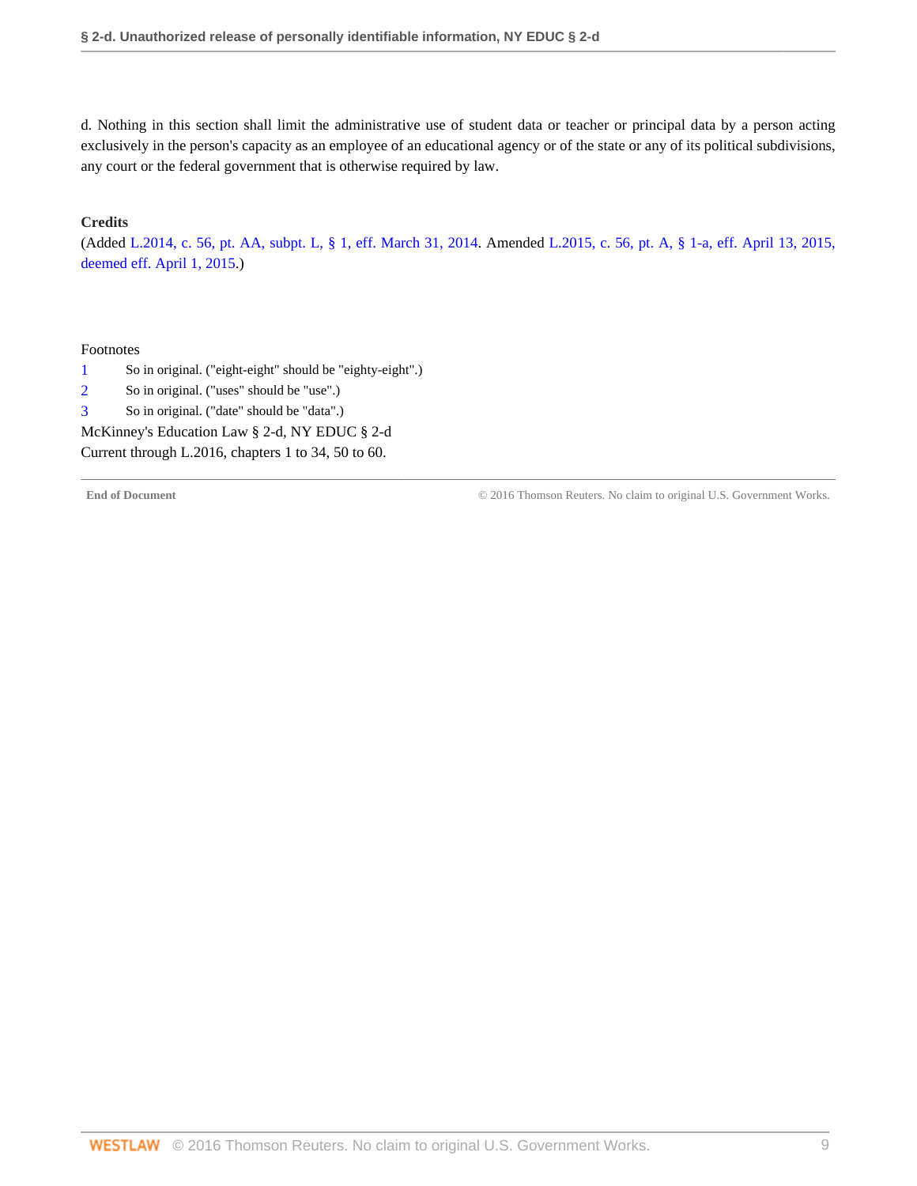d. Nothing in this section shall limit the administrative use of student data or teacher or principal data by a person acting exclusively in the person's capacity as an employee of an educational agency or of the state or any of its political subdivisions, any court or the federal government that is otherwise required by law.

**Credits**

(Added L.2014, c. 56, pt. AA, subpt. L, § 1, eff. March 31, 2014. Amended L.2015, c. 56, pt. A, § 1-a, eff. April 13, 2015, deemed eff. April 1, 2015.)

Footnotes

1 So in original. ("eight-eight" should be "eighty-eight".)

2 So in original. ("uses" should be "use".)

3 So in original. ("date" should be "data".)

McKinney's Education Law § 2-d, NY EDUC § 2-d

Current through L.2016, chapters 1 to 34, 50 to 60.

End of Document © 2016 Thomson Reuters. No claim to original U.S. Government Works.